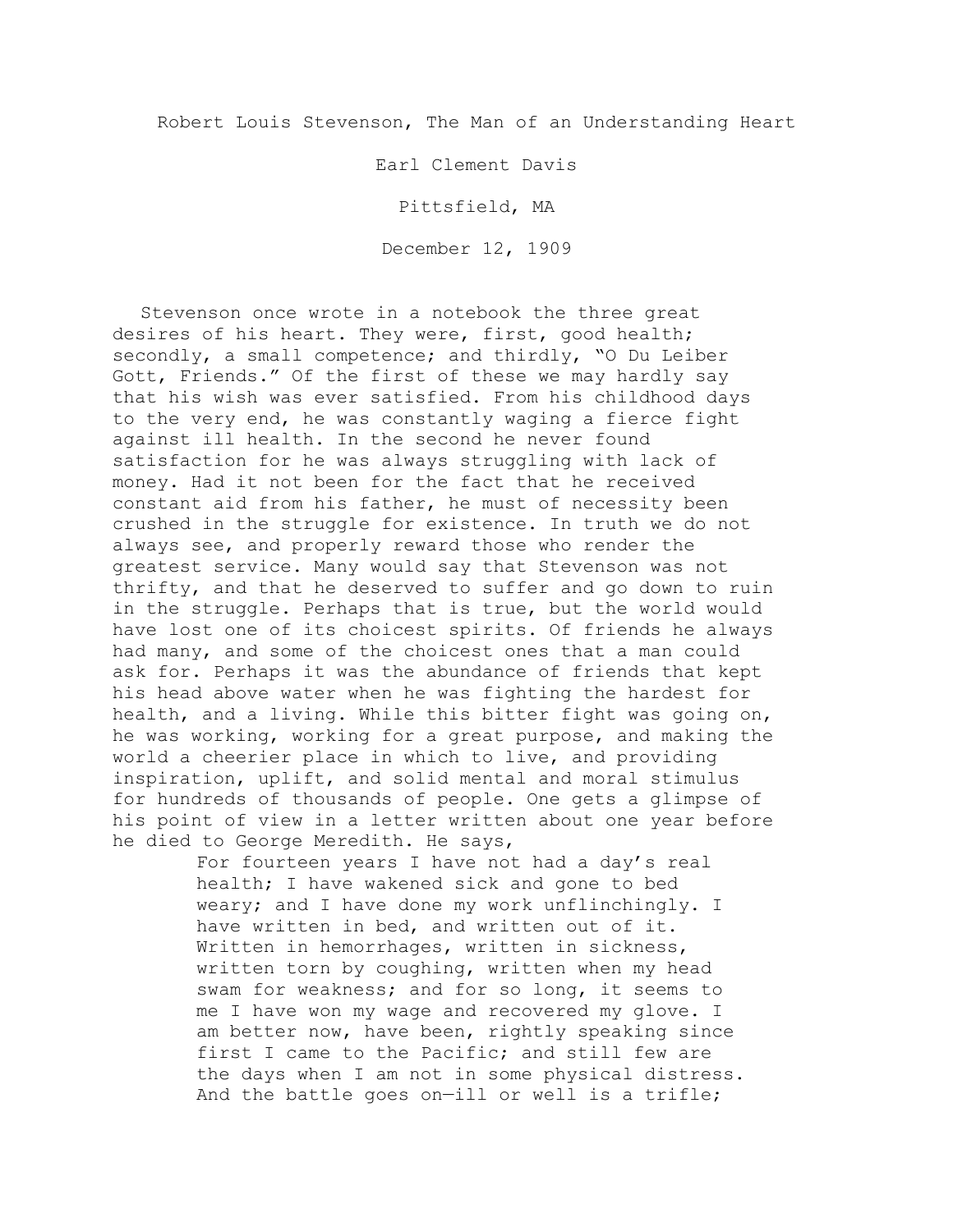# Robert Louis Stevenson, The Man of an Understanding Heart

Earl Clement Davis

Pittsfield, MA

December 12, 1909

Stevenson once wrote in a notebook the three great desires of his heart. They were, first, good health; secondly, a small competence; and thirdly, "O Du Leiber Gott, Friends." Of the first of these we may hardly say that his wish was ever satisfied. From his childhood days to the very end, he was constantly waging a fierce fight against ill health. In the second he never found satisfaction for he was always struggling with lack of money. Had it not been for the fact that he received constant aid from his father, he must of necessity been crushed in the struggle for existence. In truth we do not always see, and properly reward those who render the greatest service. Many would say that Stevenson was not thrifty, and that he deserved to suffer and go down to ruin in the struggle. Perhaps that is true, but the world would have lost one of its choicest spirits. Of friends he always had many, and some of the choicest ones that a man could ask for. Perhaps it was the abundance of friends that kept his head above water when he was fighting the hardest for health, and a living. While this bitter fight was going on, he was working, working for a great purpose, and making the world a cheerier place in which to live, and providing inspiration, uplift, and solid mental and moral stimulus for hundreds of thousands of people. One gets a glimpse of his point of view in a letter written about one year before he died to George Meredith. He says,

> For fourteen years I have not had a day's real health; I have wakened sick and gone to bed weary; and I have done my work unflinchingly. I have written in bed, and written out of it. Written in hemorrhages, written in sickness, written torn by coughing, written when my head swam for weakness; and for so long, it seems to me I have won my wage and recovered my glove. I am better now, have been, rightly speaking since first I came to the Pacific; and still few are the days when I am not in some physical distress. And the battle goes on—ill or well is a trifle;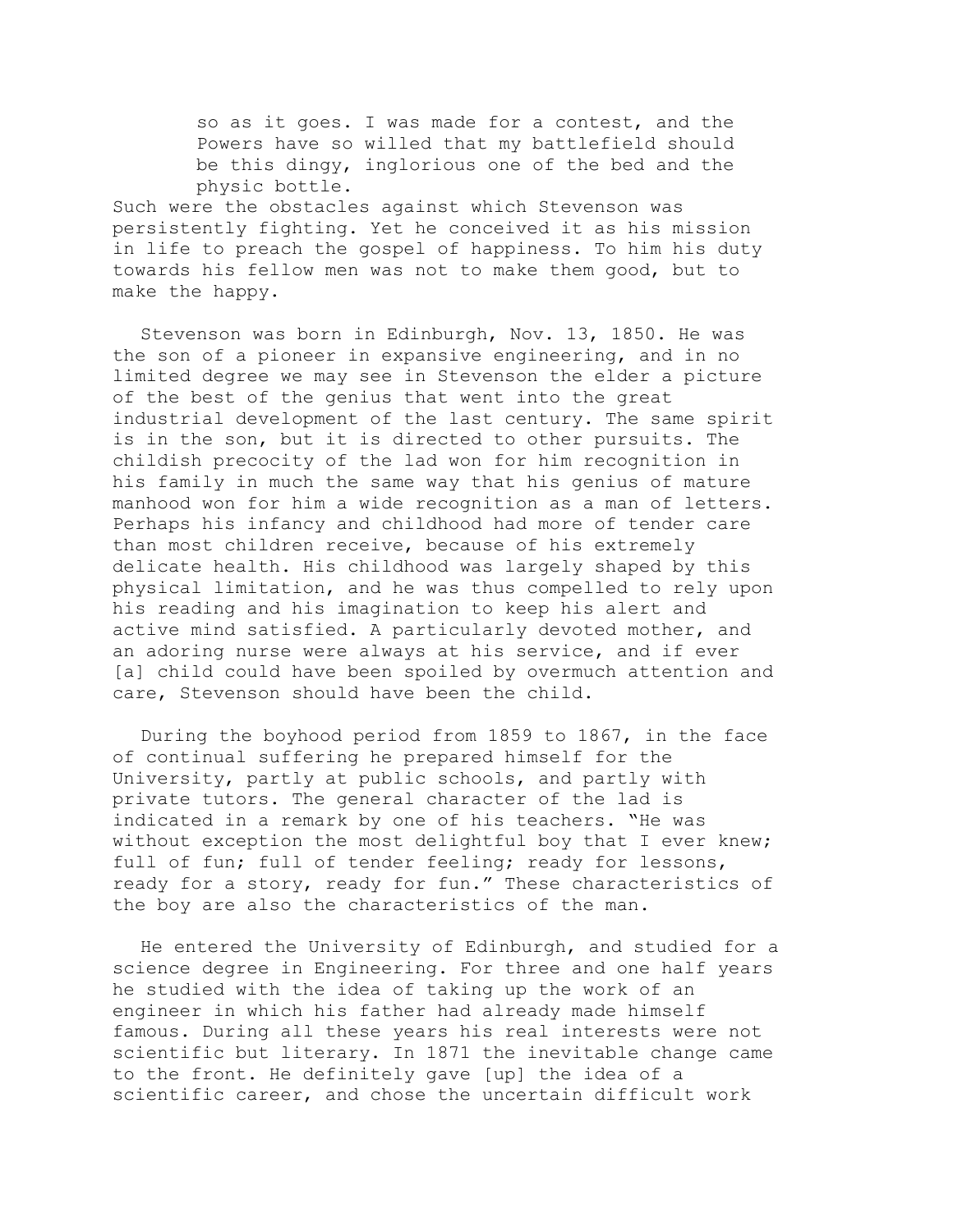> so as it goes. I was made for a contest, and the Powers have so willed that my battlefield should be this dingy, inglorious one of the bed and the physic bottle.

Such were the obstacles against which Stevenson was persistently fighting. Yet he conceived it as his mission in life to preach the gospel of happiness. To him his duty towards his fellow men was not to make them good, but to make the happy.

Stevenson was born in Edinburgh, Nov. 13, 1850. He was the son of a pioneer in expansive engineering, and in no limited degree we may see in Stevenson the elder a picture of the best of the genius that went into the great industrial development of the last century. The same spirit is in the son, but it is directed to other pursuits. The childish precocity of the lad won for him recognition in his family in much the same way that his genius of mature manhood won for him a wide recognition as a man of letters. Perhaps his infancy and childhood had more of tender care than most children receive, because of his extremely delicate health. His childhood was largely shaped by this physical limitation, and he was thus compelled to rely upon his reading and his imagination to keep his alert and active mind satisfied. A particularly devoted mother, and an adoring nurse were always at his service, and if ever [a] child could have been spoiled by overmuch attention and care, Stevenson should have been the child.

During the boyhood period from 1859 to 1867, in the face of continual suffering he prepared himself for the University, partly at public schools, and partly with private tutors. The general character of the lad is indicated in a remark by one of his teachers. "He was without exception the most delightful boy that I ever knew; full of fun; full of tender feeling; ready for lessons, ready for a story, ready for fun." These characteristics of the boy are also the characteristics of the man.

He entered the University of Edinburgh, and studied for a science degree in Engineering. For three and one half years he studied with the idea of taking up the work of an engineer in which his father had already made himself famous. During all these years his real interests were not scientific but literary. In 1871 the inevitable change came to the front. He definitely gave [up] the idea of a scientific career, and chose the uncertain difficult work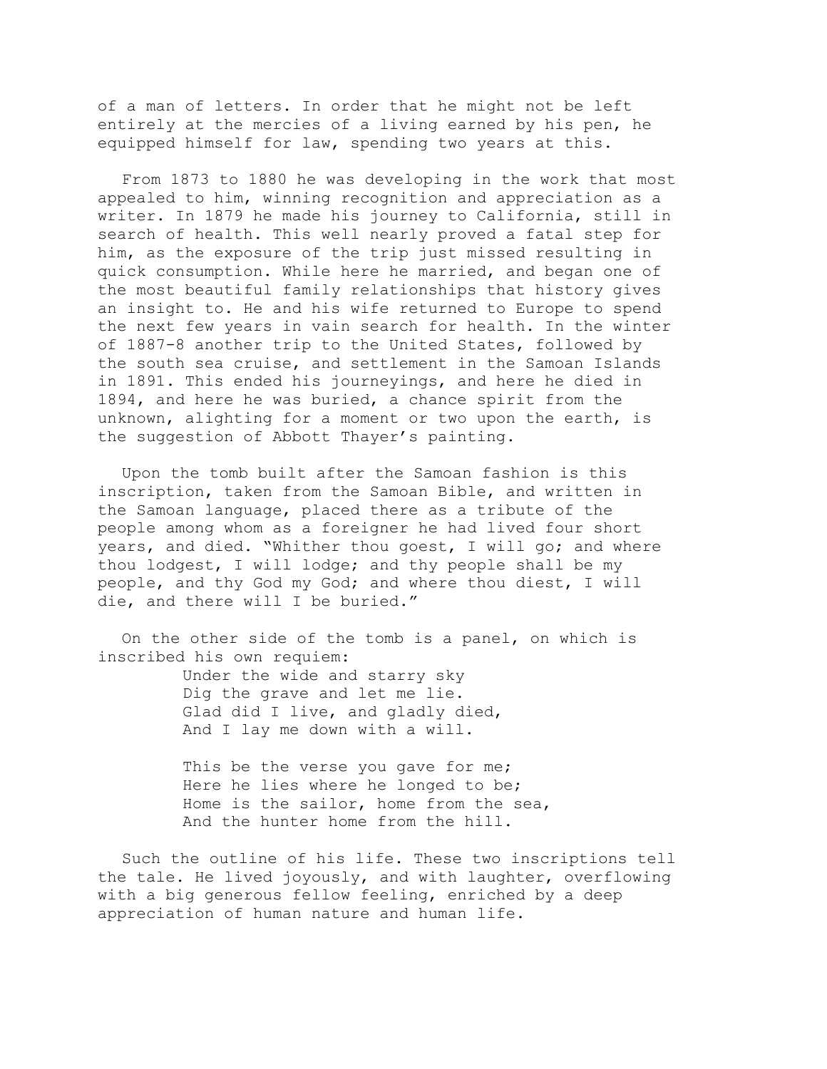of a man of letters. In order that he might not be left entirely at the mercies of a living earned by his pen, he equipped himself for law, spending two years at this.

From 1873 to 1880 he was developing in the work that most appealed to him, winning recognition and appreciation as a writer. In 1879 he made his journey to California, still in search of health. This well nearly proved a fatal step for him, as the exposure of the trip just missed resulting in quick consumption. While here he married, and began one of the most beautiful family relationships that history gives an insight to. He and his wife returned to Europe to spend the next few years in vain search for health. In the winter of 1887-8 another trip to the United States, followed by the south sea cruise, and settlement in the Samoan Islands in 1891. This ended his journeyings, and here he died in 1894, and here he was buried, a chance spirit from the unknown, alighting for a moment or two upon the earth, is the suggestion of Abbott Thayer's painting.

Upon the tomb built after the Samoan fashion is this inscription, taken from the Samoan Bible, and written in the Samoan language, placed there as a tribute of the people among whom as a foreigner he had lived four short years, and died. "Whither thou goest, I will go; and where thou lodgest, I will lodge; and thy people shall be my people, and thy God my God; and where thou diest, I will die, and there will I be buried."

On the other side of the tomb is a panel, on which is inscribed his own requiem:

> Under the wide and starry sky
> Dig the grave and let me lie.
> Glad did I live, and gladly died,
> And I lay me down with a will.
>
> This be the verse you gave for me;
> Here he lies where he longed to be;
> Home is the sailor, home from the sea,
> And the hunter home from the hill.

Such the outline of his life. These two inscriptions tell the tale. He lived joyously, and with laughter, overflowing with a big generous fellow feeling, enriched by a deep appreciation of human nature and human life.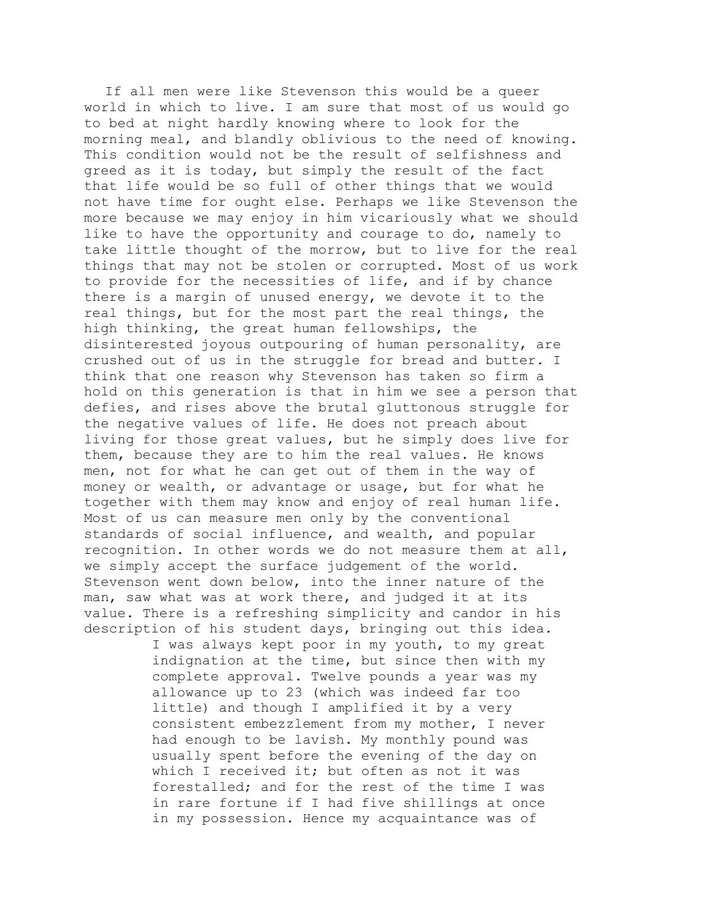If all men were like Stevenson this would be a queer world in which to live. I am sure that most of us would go to bed at night hardly knowing where to look for the morning meal, and blandly oblivious to the need of knowing. This condition would not be the result of selfishness and greed as it is today, but simply the result of the fact that life would be so full of other things that we would not have time for ought else. Perhaps we like Stevenson the more because we may enjoy in him vicariously what we should like to have the opportunity and courage to do, namely to take little thought of the morrow, but to live for the real things that may not be stolen or corrupted. Most of us work to provide for the necessities of life, and if by chance there is a margin of unused energy, we devote it to the real things, but for the most part the real things, the high thinking, the great human fellowships, the disinterested joyous outpouring of human personality, are crushed out of us in the struggle for bread and butter. I think that one reason why Stevenson has taken so firm a hold on this generation is that in him we see a person that defies, and rises above the brutal gluttonous struggle for the negative values of life. He does not preach about living for those great values, but he simply does live for them, because they are to him the real values. He knows men, not for what he can get out of them in the way of money or wealth, or advantage or usage, but for what he together with them may know and enjoy of real human life. Most of us can measure men only by the conventional standards of social influence, and wealth, and popular recognition. In other words we do not measure them at all, we simply accept the surface judgement of the world. Stevenson went down below, into the inner nature of the man, saw what was at work there, and judged it at its value. There is a refreshing simplicity and candor in his description of his student days, bringing out this idea.

> I was always kept poor in my youth, to my great indignation at the time, but since then with my complete approval. Twelve pounds a year was my allowance up to 23 (which was indeed far too little) and though I amplified it by a very consistent embezzlement from my mother, I never had enough to be lavish. My monthly pound was usually spent before the evening of the day on which I received it; but often as not it was forestalled; and for the rest of the time I was in rare fortune if I had five shillings at once in my possession. Hence my acquaintance was of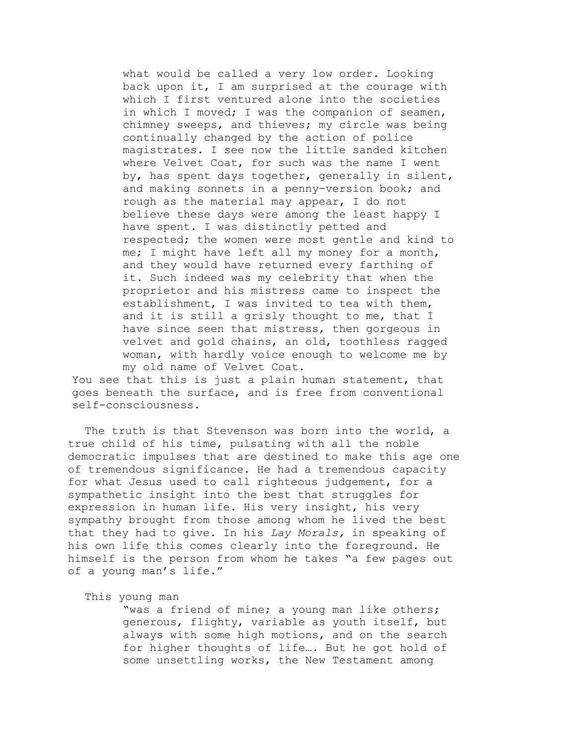> what would be called a very low order. Looking back upon it, I am surprised at the courage with which I first ventured alone into the societies in which I moved; I was the companion of seamen, chimney sweeps, and thieves; my circle was being continually changed by the action of police magistrates. I see now the little sanded kitchen where Velvet Coat, for such was the name I went by, has spent days together, generally in silent, and making sonnets in a penny-version book; and rough as the material may appear, I do not believe these days were among the least happy I have spent. I was distinctly petted and respected; the women were most gentle and kind to me; I might have left all my money for a month, and they would have returned every farthing of it. Such indeed was my celebrity that when the proprietor and his mistress came to inspect the establishment, I was invited to tea with them, and it is still a grisly thought to me, that I have since seen that mistress, then gorgeous in velvet and gold chains, an old, toothless ragged woman, with hardly voice enough to welcome me by my old name of Velvet Coat.

You see that this is just a plain human statement, that goes beneath the surface, and is free from conventional self-consciousness.

The truth is that Stevenson was born into the world, a true child of his time, pulsating with all the noble democratic impulses that are destined to make this age one of tremendous significance. He had a tremendous capacity for what Jesus used to call righteous judgement, for a sympathetic insight into the best that struggles for expression in human life. His very insight, his very sympathy brought from those among whom he lived the best that they had to give. In his *Lay Morals,* in speaking of his own life this comes clearly into the foreground. He himself is the person from whom he takes "a few pages out of a young man's life."

This young man

> "was a friend of mine; a young man like others; generous, flighty, variable as youth itself, but always with some high motions, and on the search for higher thoughts of life…. But he got hold of some unsettling works, the New Testament among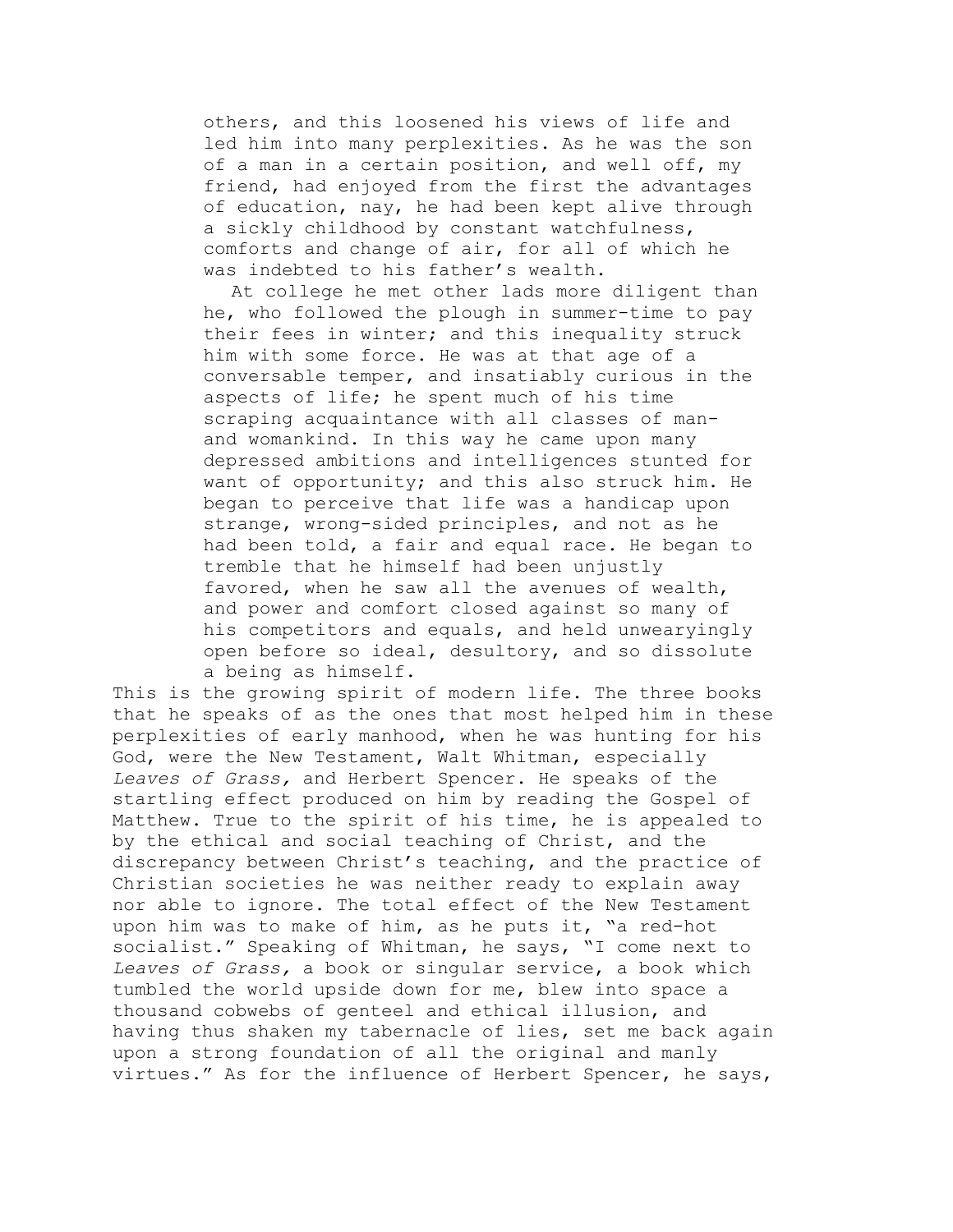> others, and this loosened his views of life and led him into many perplexities. As he was the son of a man in a certain position, and well off, my friend, had enjoyed from the first the advantages of education, nay, he had been kept alive through a sickly childhood by constant watchfulness, comforts and change of air, for all of which he was indebted to his father's wealth.
>
> At college he met other lads more diligent than he, who followed the plough in summer-time to pay their fees in winter; and this inequality struck him with some force. He was at that age of a conversable temper, and insatiably curious in the aspects of life; he spent much of his time scraping acquaintance with all classes of man- and womankind. In this way he came upon many depressed ambitions and intelligences stunted for want of opportunity; and this also struck him. He began to perceive that life was a handicap upon strange, wrong-sided principles, and not as he had been told, a fair and equal race. He began to tremble that he himself had been unjustly favored, when he saw all the avenues of wealth, and power and comfort closed against so many of his competitors and equals, and held unwearyingly open before so ideal, desultory, and so dissolute a being as himself.

This is the growing spirit of modern life. The three books that he speaks of as the ones that most helped him in these perplexities of early manhood, when he was hunting for his God, were the New Testament, Walt Whitman, especially *Leaves of Grass,* and Herbert Spencer. He speaks of the startling effect produced on him by reading the Gospel of Matthew. True to the spirit of his time, he is appealed to by the ethical and social teaching of Christ, and the discrepancy between Christ's teaching, and the practice of Christian societies he was neither ready to explain away nor able to ignore. The total effect of the New Testament upon him was to make of him, as he puts it, "a red-hot socialist." Speaking of Whitman, he says, "I come next to *Leaves of Grass,* a book or singular service, a book which tumbled the world upside down for me, blew into space a thousand cobwebs of genteel and ethical illusion, and having thus shaken my tabernacle of lies, set me back again upon a strong foundation of all the original and manly virtues." As for the influence of Herbert Spencer, he says,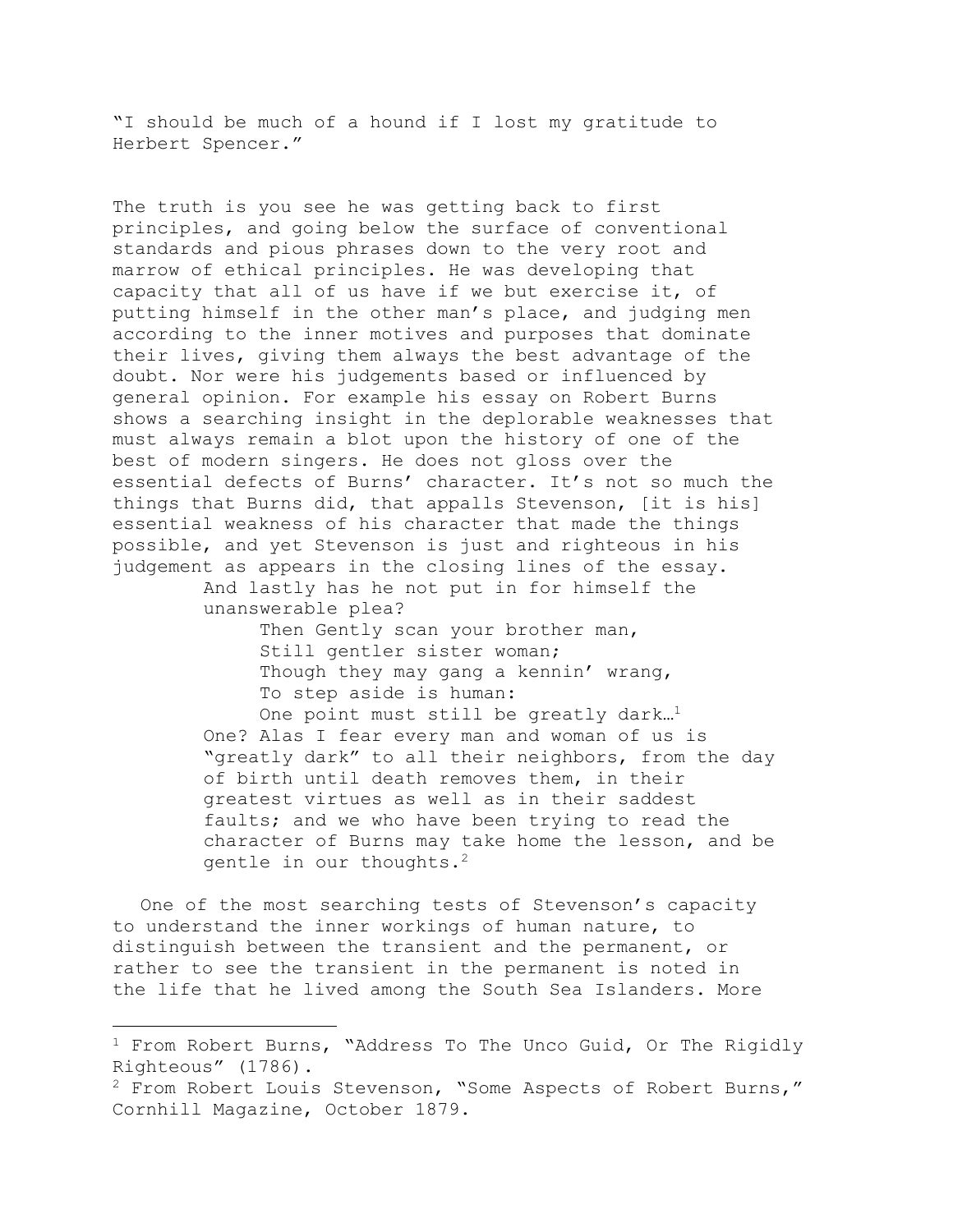"I should be much of a hound if I lost my gratitude to Herbert Spencer."

The truth is you see he was getting back to first principles, and going below the surface of conventional standards and pious phrases down to the very root and marrow of ethical principles. He was developing that capacity that all of us have if we but exercise it, of putting himself in the other man's place, and judging men according to the inner motives and purposes that dominate their lives, giving them always the best advantage of the doubt. Nor were his judgements based or influenced by general opinion. For example his essay on Robert Burns shows a searching insight in the deplorable weaknesses that must always remain a blot upon the history of one of the best of modern singers. He does not gloss over the essential defects of Burns' character. It's not so much the things that Burns did, that appalls Stevenson, [it is his] essential weakness of his character that made the things possible, and yet Stevenson is just and righteous in his judgement as appears in the closing lines of the essay.

> And lastly has he not put in for himself the unanswerable plea?
>
> > Then Gently scan your brother man,
> > Still gentler sister woman;
> > Though they may gang a kennin' wrang,
> > To step aside is human:
> > One point must still be greatly dark…[1]
>
> One? Alas I fear every man and woman of us is "greatly dark" to all their neighbors, from the day of birth until death removes them, in their greatest virtues as well as in their saddest faults; and we who have been trying to read the character of Burns may take home the lesson, and be gentle in our thoughts.[2]

One of the most searching tests of Stevenson's capacity to understand the inner workings of human nature, to distinguish between the transient and the permanent, or rather to see the transient in the permanent is noted in the life that he lived among the South Sea Islanders. More

---

[1] From Robert Burns, "Address To The Unco Guid, Or The Rigidly Righteous" (1786).

[2] From Robert Louis Stevenson, "Some Aspects of Robert Burns," Cornhill Magazine, October 1879.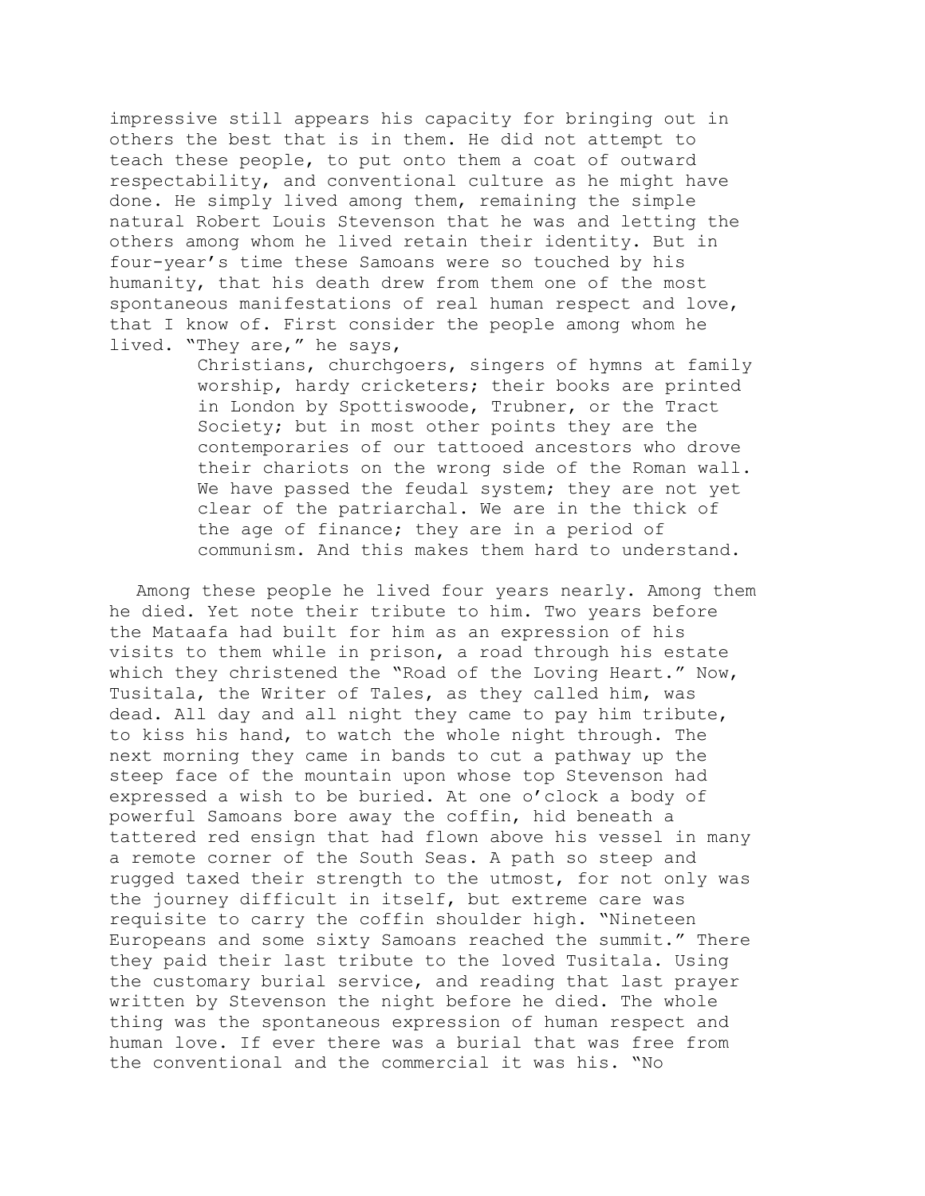impressive still appears his capacity for bringing out in others the best that is in them. He did not attempt to teach these people, to put onto them a coat of outward respectability, and conventional culture as he might have done. He simply lived among them, remaining the simple natural Robert Louis Stevenson that he was and letting the others among whom he lived retain their identity. But in four-year's time these Samoans were so touched by his humanity, that his death drew from them one of the most spontaneous manifestations of real human respect and love, that I know of. First consider the people among whom he lived. "They are," he says,

> Christians, churchgoers, singers of hymns at family worship, hardy cricketers; their books are printed in London by Spottiswoode, Trubner, or the Tract Society; but in most other points they are the contemporaries of our tattooed ancestors who drove their chariots on the wrong side of the Roman wall. We have passed the feudal system; they are not yet clear of the patriarchal. We are in the thick of the age of finance; they are in a period of communism. And this makes them hard to understand.

Among these people he lived four years nearly. Among them he died. Yet note their tribute to him. Two years before the Mataafa had built for him as an expression of his visits to them while in prison, a road through his estate which they christened the "Road of the Loving Heart." Now, Tusitala, the Writer of Tales, as they called him, was dead. All day and all night they came to pay him tribute, to kiss his hand, to watch the whole night through. The next morning they came in bands to cut a pathway up the steep face of the mountain upon whose top Stevenson had expressed a wish to be buried. At one o'clock a body of powerful Samoans bore away the coffin, hid beneath a tattered red ensign that had flown above his vessel in many a remote corner of the South Seas. A path so steep and rugged taxed their strength to the utmost, for not only was the journey difficult in itself, but extreme care was requisite to carry the coffin shoulder high. "Nineteen Europeans and some sixty Samoans reached the summit." There they paid their last tribute to the loved Tusitala. Using the customary burial service, and reading that last prayer written by Stevenson the night before he died. The whole thing was the spontaneous expression of human respect and human love. If ever there was a burial that was free from the conventional and the commercial it was his. "No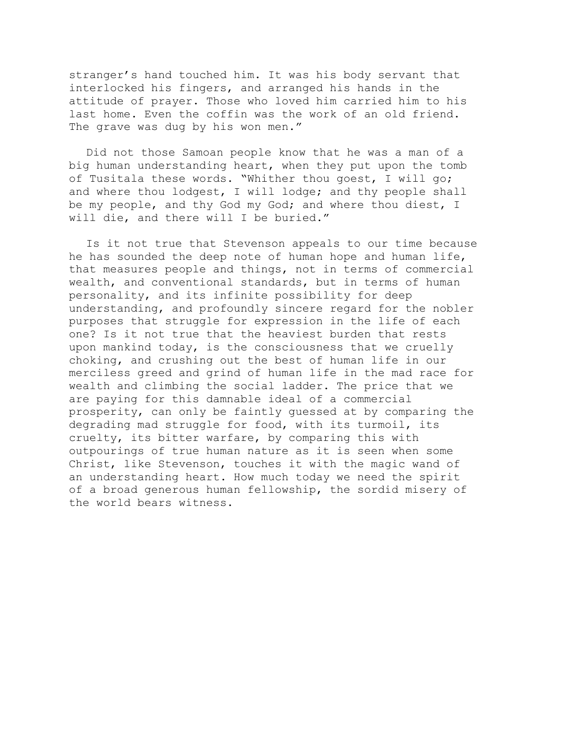stranger's hand touched him. It was his body servant that interlocked his fingers, and arranged his hands in the attitude of prayer. Those who loved him carried him to his last home. Even the coffin was the work of an old friend. The grave was dug by his won men."

Did not those Samoan people know that he was a man of a big human understanding heart, when they put upon the tomb of Tusitala these words. "Whither thou goest, I will go; and where thou lodgest, I will lodge; and thy people shall be my people, and thy God my God; and where thou diest, I will die, and there will I be buried."

Is it not true that Stevenson appeals to our time because he has sounded the deep note of human hope and human life, that measures people and things, not in terms of commercial wealth, and conventional standards, but in terms of human personality, and its infinite possibility for deep understanding, and profoundly sincere regard for the nobler purposes that struggle for expression in the life of each one? Is it not true that the heaviest burden that rests upon mankind today, is the consciousness that we cruelly choking, and crushing out the best of human life in our merciless greed and grind of human life in the mad race for wealth and climbing the social ladder. The price that we are paying for this damnable ideal of a commercial prosperity, can only be faintly guessed at by comparing the degrading mad struggle for food, with its turmoil, its cruelty, its bitter warfare, by comparing this with outpourings of true human nature as it is seen when some Christ, like Stevenson, touches it with the magic wand of an understanding heart. How much today we need the spirit of a broad generous human fellowship, the sordid misery of the world bears witness.